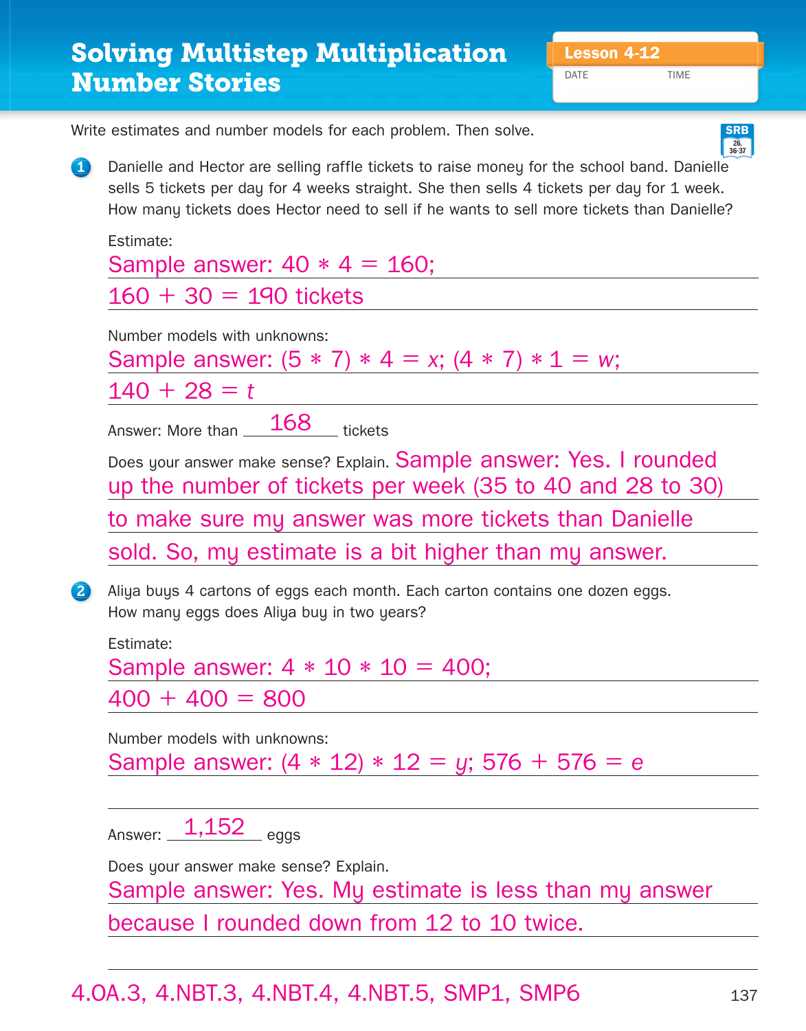# Solving Multistep Multiplication Number Stories

**Lesson 4-12**

DATE TIME

Write estimates and number models for each problem. Then solve.

SRB 26, 36-37

**1** Danielle and Hector are selling raffle tickets to raise money for the school band. Danielle sells 5 tickets per day for 4 weeks straight. She then sells 4 tickets per day for 1 week. How many tickets does Hector need to sell if he wants to sell more tickets than Danielle?

Estimate:

Sample answer: $40 * 4 = 160$;
$160 + 30 = 190$ tickets

Number models with unknowns:

Sample answer: $(5 * 7) * 4 = x$; $(4 * 7) * 1 = w$;
$140 + 28 = t$

Answer: More than 168 tickets

Does your answer make sense? Explain. Sample answer: Yes. I rounded up the number of tickets per week (35 to 40 and 28 to 30) to make sure my answer was more tickets than Danielle sold. So, my estimate is a bit higher than my answer.

**2** Aliya buys 4 cartons of eggs each month. Each carton contains one dozen eggs. How many eggs does Aliya buy in two years?

Estimate:

Sample answer: $4 * 10 * 10 = 400$;
$400 + 400 = 800$

Number models with unknowns:

Sample answer: $(4 * 12) * 12 = y$; $576 + 576 = e$

Answer: 1,152 eggs

Does your answer make sense? Explain.

Sample answer: Yes. My estimate is less than my answer because I rounded down from 12 to 10 twice.

4.OA.3, 4.NBT.3, 4.NBT.4, 4.NBT.5, SMP1, SMP6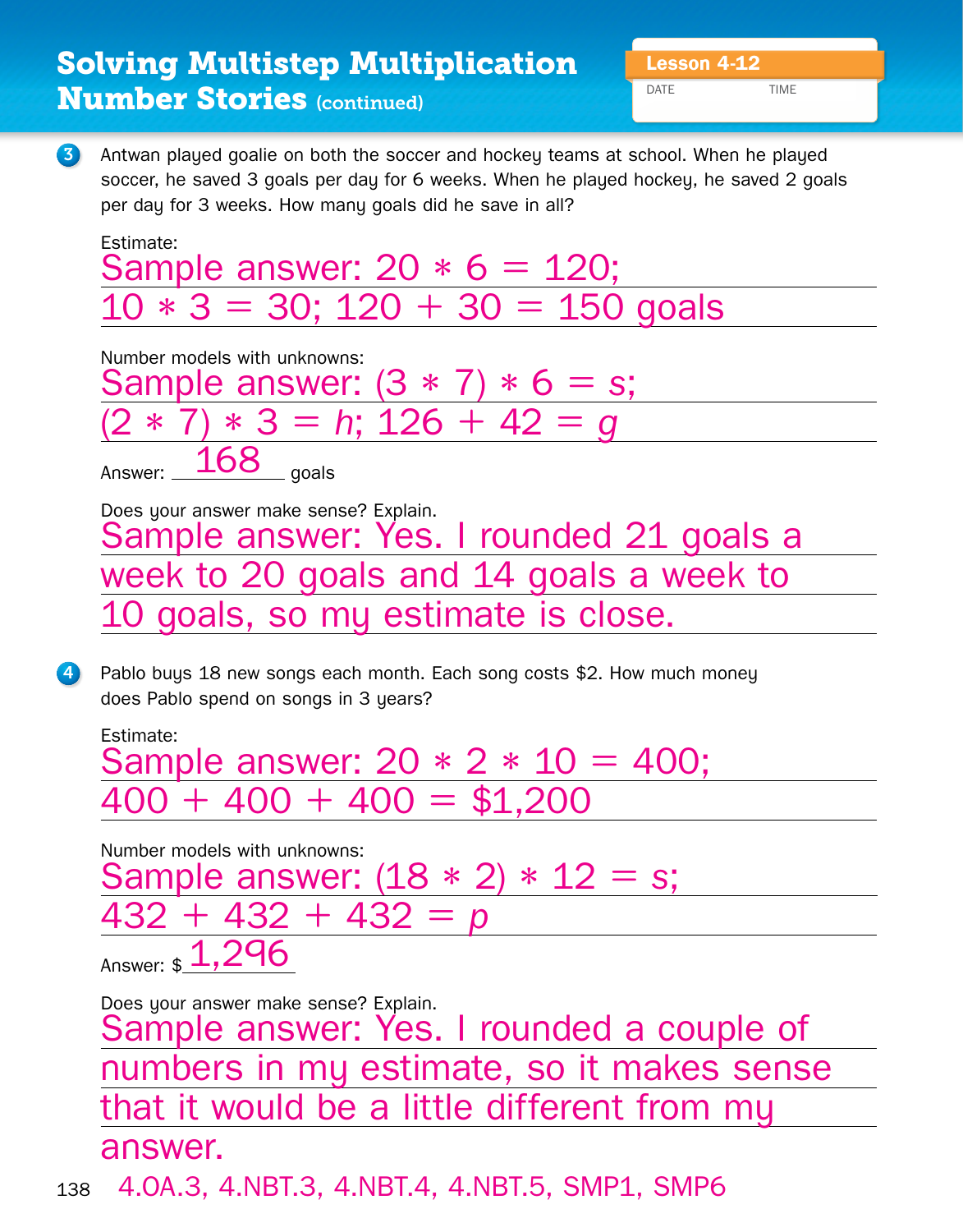# Solving Multistep Multiplication Number Stories (continued)

Lesson 4-12

DATE TIME

**3** Antwan played goalie on both the soccer and hockey teams at school. When he played soccer, he saved 3 goals per day for 6 weeks. When he played hockey, he saved 2 goals per day for 3 weeks. How many goals did he save in all?

Estimate:
Sample answer: 20 * 6 = 120;
10 * 3 = 30; 120 + 30 = 150 goals

Number models with unknowns:
Sample answer: (3 * 7) * 6 = *s*;
(2 * 7) * 3 = *h*; 126 + 42 = *g*

Answer: 168 goals

Does your answer make sense? Explain.
Sample answer: Yes. I rounded 21 goals a week to 20 goals and 14 goals a week to 10 goals, so my estimate is close.

**4** Pablo buys 18 new songs each month. Each song costs $2. How much money does Pablo spend on songs in 3 years?

Estimate:
Sample answer: 20 * 2 * 10 = 400;
400 + 400 + 400 = $1,200

Number models with unknowns:
Sample answer: (18 * 2) * 12 = *s*;
432 + 432 + 432 = *p*

Answer: $1,296

Does your answer make sense? Explain.
Sample answer: Yes. I rounded a couple of numbers in my estimate, so it makes sense that it would be a little different from my answer.

4.OA.3, 4.NBT.3, 4.NBT.4, 4.NBT.5, SMP1, SMP6